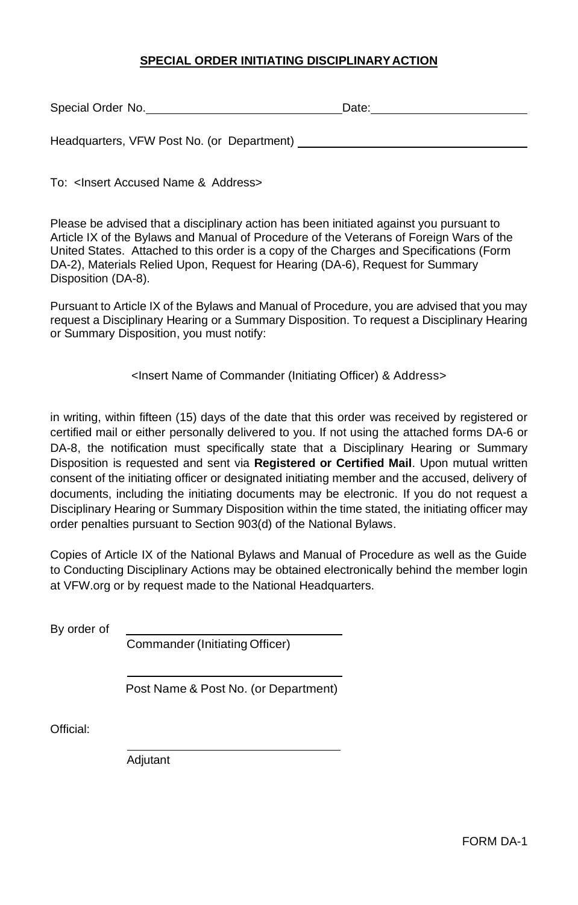## SPECIAL ORDER INITIATING DISCIPLINARY ACTION

Special Order No.______________________________ Date:________________________

Headquarters, VFW Post No. (or Department) ___________________________________

To: <Insert Accused Name & Address>

Please be advised that a disciplinary action has been initiated against you pursuant to Article IX of the Bylaws and Manual of Procedure of the Veterans of Foreign Wars of the United States. Attached to this order is a copy of the Charges and Specifications (Form DA-2), Materials Relied Upon, Request for Hearing (DA-6), Request for Summary Disposition (DA-8).

Pursuant to Article IX of the Bylaws and Manual of Procedure, you are advised that you may request a Disciplinary Hearing or a Summary Disposition. To request a Disciplinary Hearing or Summary Disposition, you must notify:

<Insert Name of Commander (Initiating Officer) & Address>

in writing, within fifteen (15) days of the date that this order was received by registered or certified mail or either personally delivered to you. If not using the attached forms DA-6 or DA-8, the notification must specifically state that a Disciplinary Hearing or Summary Disposition is requested and sent via **Registered or Certified Mail**. Upon mutual written consent of the initiating officer or designated initiating member and the accused, delivery of documents, including the initiating documents may be electronic. If you do not request a Disciplinary Hearing or Summary Disposition within the time stated, the initiating officer may order penalties pursuant to Section 903(d) of the National Bylaws.

Copies of Article IX of the National Bylaws and Manual of Procedure as well as the Guide to Conducting Disciplinary Actions may be obtained electronically behind the member login at VFW.org or by request made to the National Headquarters.

By order of

________________________________
Commander (Initiating Officer)

________________________________
Post Name & Post No. (or Department)

Official:

________________________________
Adjutant

FORM DA-1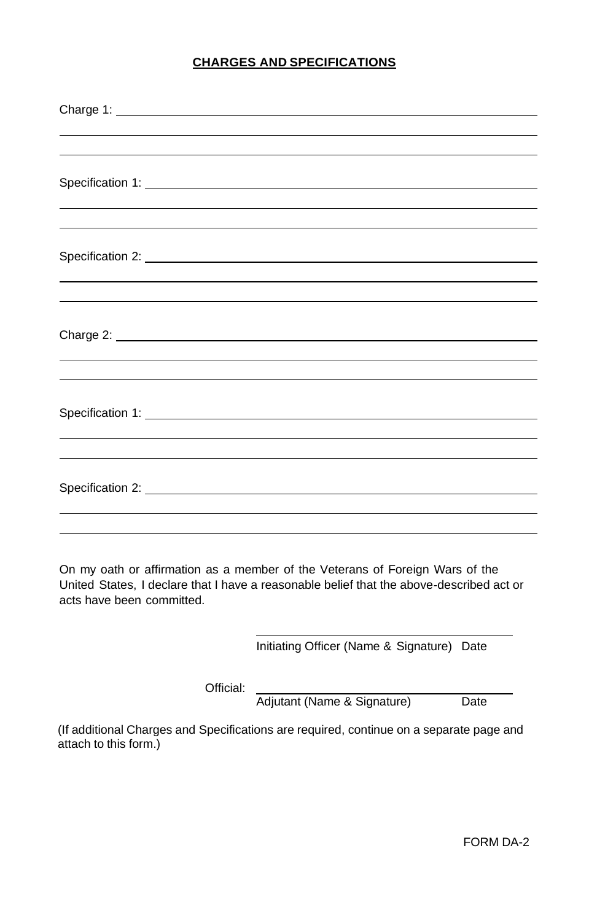**CHARGES AND SPECIFICATIONS**

Charge 1: \_\_\_\_\_\_\_\_\_\_\_\_\_\_\_\_\_\_\_\_\_\_\_\_\_\_\_\_\_\_\_\_\_\_\_\_\_\_\_\_

Specification 1: \_\_\_\_\_\_\_\_\_\_\_\_\_\_\_\_\_\_\_\_\_\_\_\_\_\_\_\_\_\_\_\_\_\_\_\_\_\_\_\_

Specification 2: \_\_\_\_\_\_\_\_\_\_\_\_\_\_\_\_\_\_\_\_\_\_\_\_\_\_\_\_\_\_\_\_\_\_\_\_\_\_\_\_

Charge 2: \_\_\_\_\_\_\_\_\_\_\_\_\_\_\_\_\_\_\_\_\_\_\_\_\_\_\_\_\_\_\_\_\_\_\_\_\_\_\_\_

Specification 1: \_\_\_\_\_\_\_\_\_\_\_\_\_\_\_\_\_\_\_\_\_\_\_\_\_\_\_\_\_\_\_\_\_\_\_\_\_\_\_\_

Specification 2: \_\_\_\_\_\_\_\_\_\_\_\_\_\_\_\_\_\_\_\_\_\_\_\_\_\_\_\_\_\_\_\_\_\_\_\_\_\_\_\_

On my oath or affirmation as a member of the Veterans of Foreign Wars of the United States, I declare that I have a reasonable belief that the above-described act or acts have been committed.

\_\_\_\_\_\_\_\_\_\_\_\_\_\_\_\_\_\_\_\_\_\_\_\_\_\_\_\_\_\_\_\_\_\_\_\_\_\_\_\_
Initiating Officer (Name & Signature) Date

Official: \_\_\_\_\_\_\_\_\_\_\_\_\_\_\_\_\_\_\_\_\_\_\_\_\_\_\_\_\_\_\_\_\_\_\_\_\_\_\_\_
Adjutant (Name & Signature) Date

(If additional Charges and Specifications are required, continue on a separate page and attach to this form.)

FORM DA-2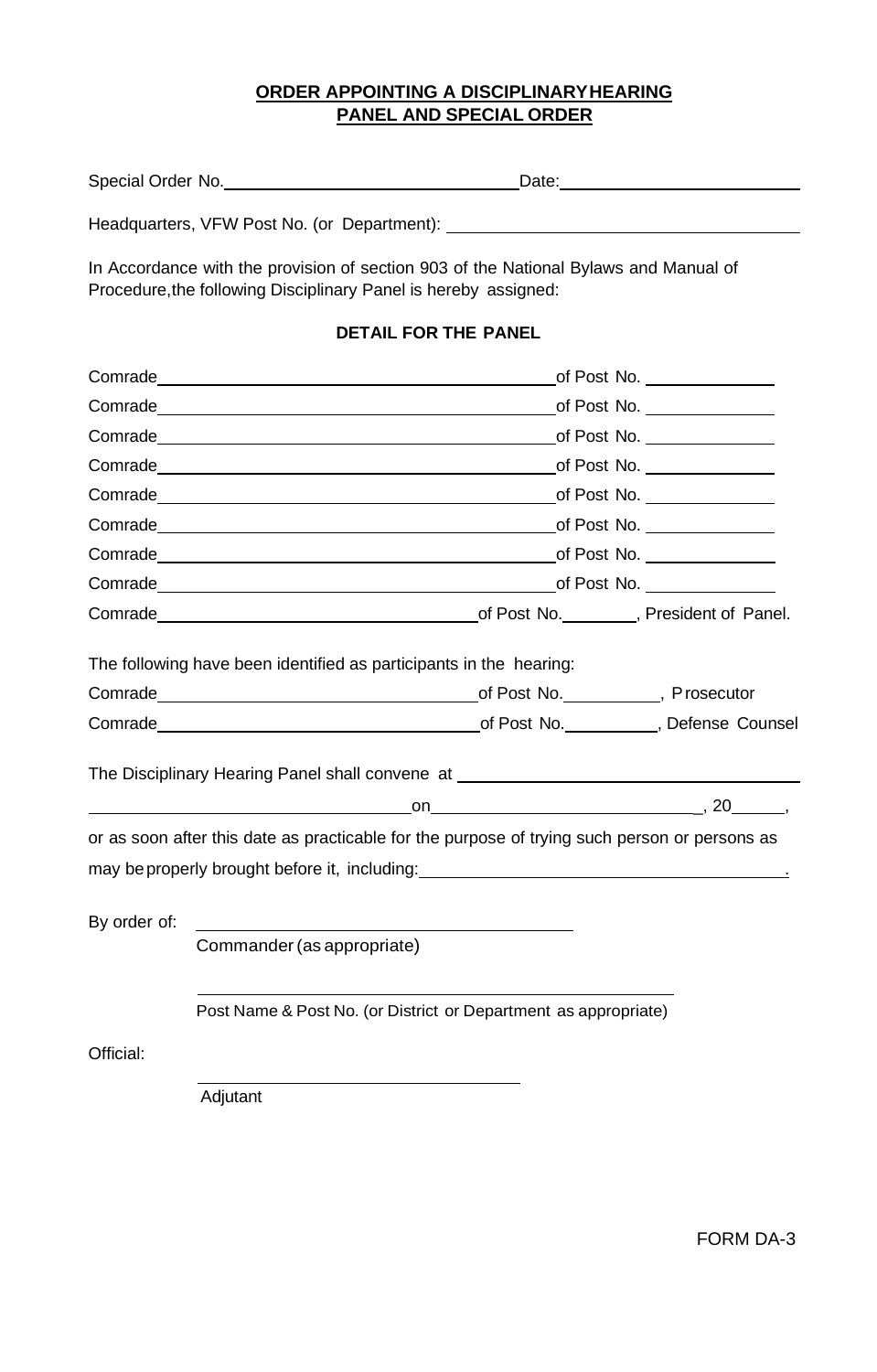**ORDER APPOINTING A DISCIPLINARY HEARING PANEL AND SPECIAL ORDER**

Special Order No.______________________________ Date:________________________

Headquarters, VFW Post No. (or Department): ____________________________________

In Accordance with the provision of section 903 of the National Bylaws and Manual of Procedure, the following Disciplinary Panel is hereby assigned:

**DETAIL FOR THE PANEL**

Comrade__________________________________________ of Post No. ______________

Comrade__________________________________________ of Post No. ______________

Comrade__________________________________________ of Post No. ______________

Comrade__________________________________________ of Post No. ______________

Comrade__________________________________________ of Post No. ______________

Comrade__________________________________________ of Post No. ______________

Comrade__________________________________________ of Post No. ______________

Comrade__________________________________________ of Post No. ______________

Comrade__________________________________ of Post No.________, President of Panel.

The following have been identified as participants in the hearing:

Comrade________________________________ of Post No.__________, Prosecutor

Comrade________________________________ of Post No.__________, Defense Counsel

The Disciplinary Hearing Panel shall convene at ____________________________________

__________________________________ on ____________________________, 20______,

or as soon after this date as practicable for the purpose of trying such person or persons as may be properly brought before it, including:________________________________________.

By order of: ________________________________________

Commander (as appropriate)

________________________________________________

Post Name & Post No. (or District or Department as appropriate)

Official:

________________________________

Adjutant

FORM DA-3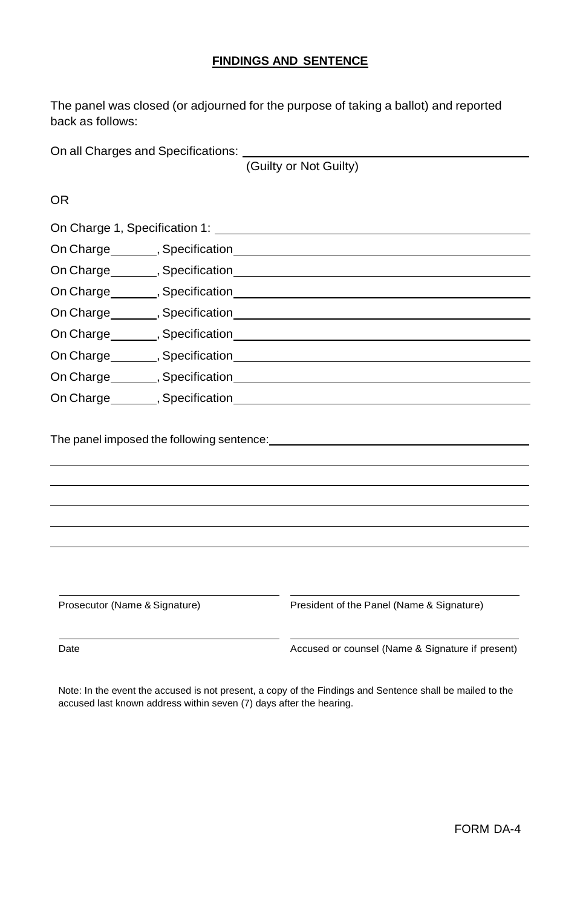## FINDINGS AND SENTENCE

The panel was closed (or adjourned for the purpose of taking a ballot) and reported back as follows:

On all Charges and Specifications: ______________________________
(Guilty or Not Guilty)

OR

On Charge 1, Specification 1: ______________________________

On Charge _______, Specification ______________________________

On Charge _______, Specification ______________________________

On Charge _______, Specification ______________________________

On Charge _______, Specification ______________________________

On Charge _______, Specification ______________________________

On Charge _______, Specification ______________________________

On Charge _______, Specification ______________________________

On Charge _______, Specification ______________________________

The panel imposed the following sentence: ______________________________

______________________________________________________________

______________________________________________________________

______________________________________________________________

______________________________________________________________

______________________________________________________________

| | |
|---|---|
| ______________________________ | ______________________________ |
| Prosecutor (Name & Signature) | President of the Panel (Name & Signature) |
| ______________________________ | ______________________________ |
| Date | Accused or counsel (Name & Signature if present) |

Note: In the event the accused is not present, a copy of the Findings and Sentence shall be mailed to the accused last known address within seven (7) days after the hearing.

FORM DA-4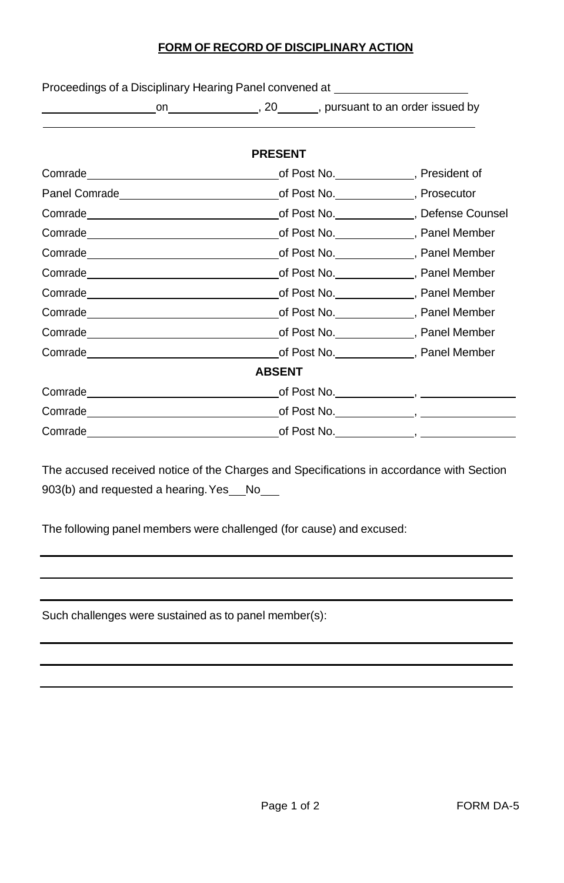## FORM OF RECORD OF DISCIPLINARY ACTION

Proceedings of a Disciplinary Hearing Panel convened at ____________________ ________________ on ______________, 20______, pursuant to an order issued by ________________________________________________________________

**PRESENT**

Comrade ______________________________ of Post No. ____________, President of
Panel Comrade __________________________ of Post No. ____________, Prosecutor
Comrade ______________________________ of Post No. ____________, Defense Counsel
Comrade ______________________________ of Post No. ____________, Panel Member
Comrade ______________________________ of Post No. ____________, Panel Member
Comrade ______________________________ of Post No. ____________, Panel Member
Comrade ______________________________ of Post No. ____________, Panel Member
Comrade ______________________________ of Post No. ____________, Panel Member
Comrade ______________________________ of Post No. ____________, Panel Member
Comrade ______________________________ of Post No. ____________, Panel Member

**ABSENT**

Comrade ______________________________ of Post No. ____________, ______________
Comrade ______________________________ of Post No. ____________, ______________
Comrade ______________________________ of Post No. ____________, ______________

The accused received notice of the Charges and Specifications in accordance with Section 903(b) and requested a hearing. Yes___No___

The following panel members were challenged (for cause) and excused:

______________________________________________________________________

______________________________________________________________________

______________________________________________________________________

Such challenges were sustained as to panel member(s):

______________________________________________________________________

______________________________________________________________________

______________________________________________________________________

FORM DA-5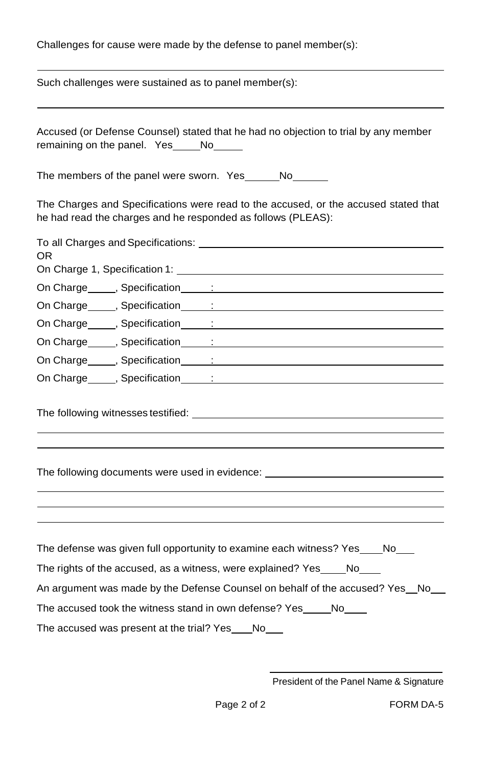Challenges for cause were made by the defense to panel member(s):

______________________________________________________________________

Such challenges were sustained as to panel member(s):

______________________________________________________________________

Accused (or Defense Counsel) stated that he had no objection to trial by any member remaining on the panel. Yes_____ No_____

The members of the panel were sworn. Yes______ No______

The Charges and Specifications were read to the accused, or the accused stated that he had read the charges and he responded as follows (PLEAS):

To all Charges and Specifications: ________________________________________

OR

On Charge 1, Specification 1: ____________________________________________

On Charge_____, Specification_____: _______________________________________

On Charge_____, Specification_____: _______________________________________

On Charge_____, Specification_____: _______________________________________

On Charge_____, Specification_____: _______________________________________

On Charge_____, Specification_____: _______________________________________

On Charge_____, Specification_____: _______________________________________

The following witnesses testified: _________________________________________

______________________________________________________________________

______________________________________________________________________

The following documents were used in evidence: ___________________________

______________________________________________________________________

______________________________________________________________________

______________________________________________________________________

The defense was given full opportunity to examine each witness? Yes____ No___

The rights of the accused, as a witness, were explained? Yes____ No____

An argument was made by the Defense Counsel on behalf of the accused? Yes__ No__

The accused took the witness stand in own defense? Yes_____ No____

The accused was present at the trial? Yes____ No___

______________________________

President of the Panel Name & Signature

FORM DA-5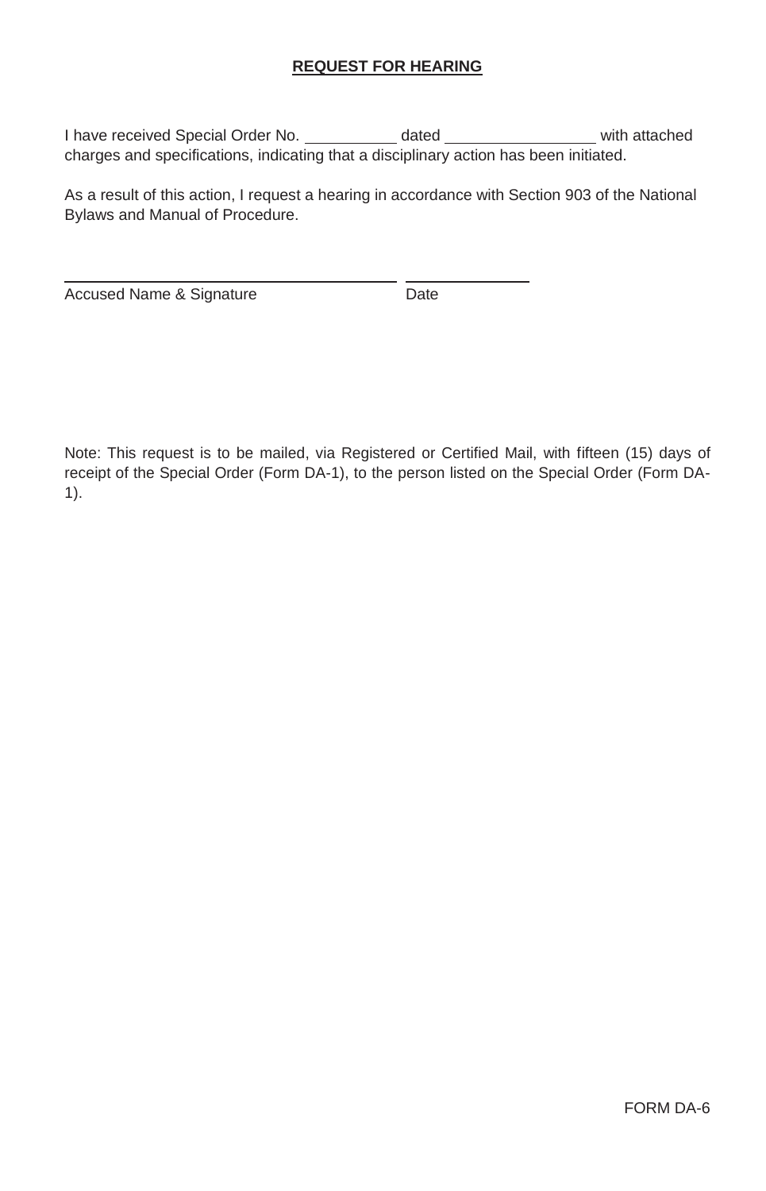**REQUEST FOR HEARING**

I have received Special Order No. __________ dated ________________ with attached charges and specifications, indicating that a disciplinary action has been initiated.

As a result of this action, I request a hearing in accordance with Section 903 of the National Bylaws and Manual of Procedure.

______________________________________ ______________

Accused Name & Signature Date

Note: This request is to be mailed, via Registered or Certified Mail, with fifteen (15) days of receipt of the Special Order (Form DA-1), to the person listed on the Special Order (Form DA-1).

FORM DA-6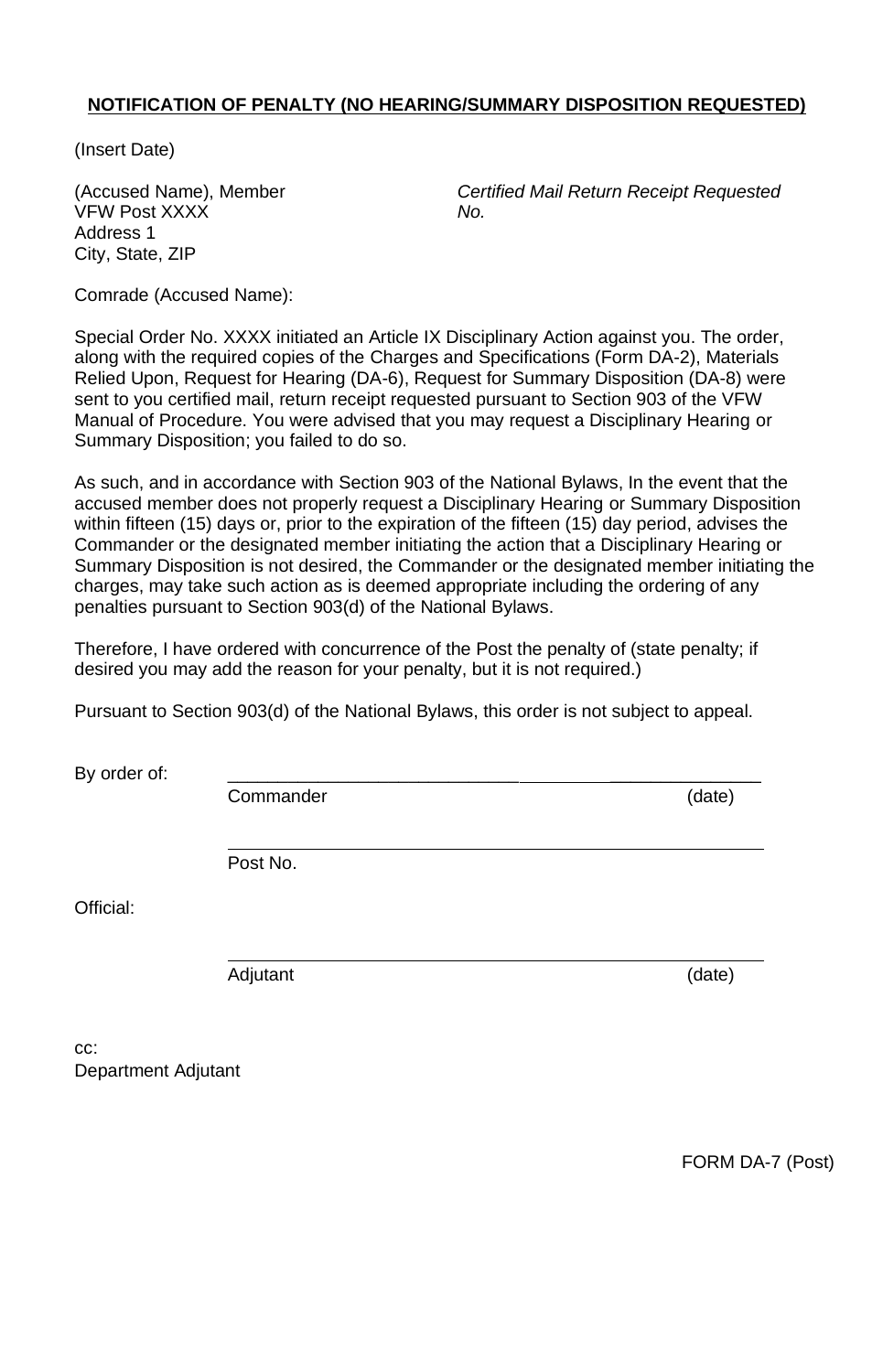**NOTIFICATION OF PENALTY (NO HEARING/SUMMARY DISPOSITION REQUESTED)**

(Insert Date)

(Accused Name), Member
VFW Post XXXX
Address 1
City, State, ZIP

*Certified Mail Return Receipt Requested*
*No.*

Comrade (Accused Name):

Special Order No. XXXX initiated an Article IX Disciplinary Action against you. The order, along with the required copies of the Charges and Specifications (Form DA-2), Materials Relied Upon, Request for Hearing (DA-6), Request for Summary Disposition (DA-8) were sent to you certified mail, return receipt requested pursuant to Section 903 of the VFW Manual of Procedure. You were advised that you may request a Disciplinary Hearing or Summary Disposition; you failed to do so.

As such, and in accordance with Section 903 of the National Bylaws, In the event that the accused member does not properly request a Disciplinary Hearing or Summary Disposition within fifteen (15) days or, prior to the expiration of the fifteen (15) day period, advises the Commander or the designated member initiating the action that a Disciplinary Hearing or Summary Disposition is not desired, the Commander or the designated member initiating the charges, may take such action as is deemed appropriate including the ordering of any penalties pursuant to Section 903(d) of the National Bylaws.

Therefore, I have ordered with concurrence of the Post the penalty of (state penalty; if desired you may add the reason for your penalty, but it is not required.)

Pursuant to Section 903(d) of the National Bylaws, this order is not subject to appeal.

By order of:

\_\_\_\_\_\_\_\_\_\_\_\_\_\_\_\_\_\_\_\_\_\_\_\_\_\_\_\_\_\_\_\_\_\_\_\_\_\_\_\_\_\_\_\_
Commander (date)

\_\_\_\_\_\_\_\_\_\_\_\_\_\_\_\_\_\_\_\_\_\_\_\_\_\_\_\_\_\_\_\_\_\_\_\_\_\_\_\_\_\_\_\_
Post No.

Official:

\_\_\_\_\_\_\_\_\_\_\_\_\_\_\_\_\_\_\_\_\_\_\_\_\_\_\_\_\_\_\_\_\_\_\_\_\_\_\_\_\_\_\_\_
Adjutant (date)

cc:
Department Adjutant

FORM DA-7 (Post)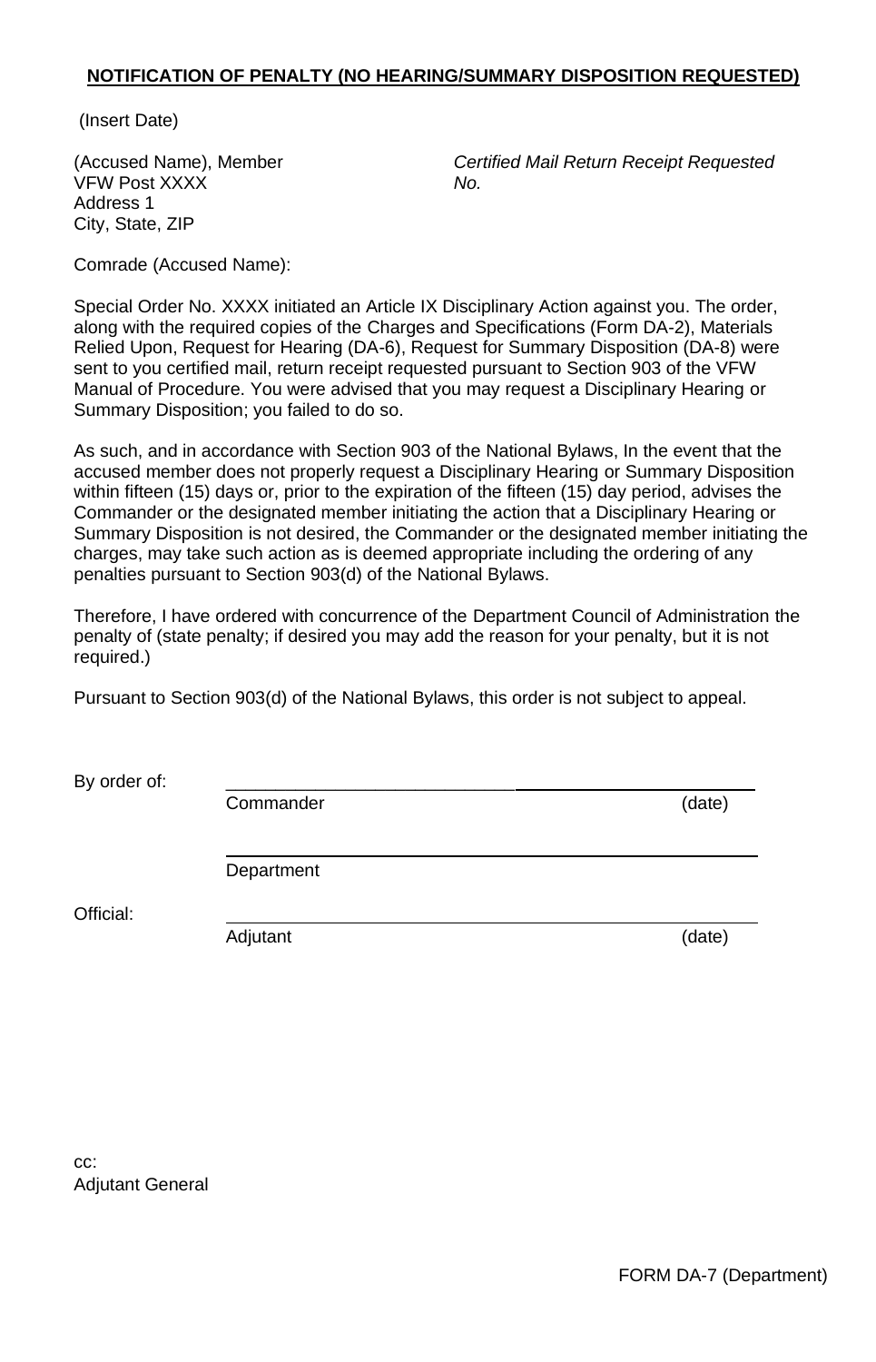**NOTIFICATION OF PENALTY (NO HEARING/SUMMARY DISPOSITION REQUESTED)**

(Insert Date)

(Accused Name), Member
VFW Post XXXX
Address 1
City, State, ZIP

*Certified Mail Return Receipt Requested No.*

Comrade (Accused Name):

Special Order No. XXXX initiated an Article IX Disciplinary Action against you. The order, along with the required copies of the Charges and Specifications (Form DA-2), Materials Relied Upon, Request for Hearing (DA-6), Request for Summary Disposition (DA-8) were sent to you certified mail, return receipt requested pursuant to Section 903 of the VFW Manual of Procedure. You were advised that you may request a Disciplinary Hearing or Summary Disposition; you failed to do so.

As such, and in accordance with Section 903 of the National Bylaws, In the event that the accused member does not properly request a Disciplinary Hearing or Summary Disposition within fifteen (15) days or, prior to the expiration of the fifteen (15) day period, advises the Commander or the designated member initiating the action that a Disciplinary Hearing or Summary Disposition is not desired, the Commander or the designated member initiating the charges, may take such action as is deemed appropriate including the ordering of any penalties pursuant to Section 903(d) of the National Bylaws.

Therefore, I have ordered with concurrence of the Department Council of Administration the penalty of (state penalty; if desired you may add the reason for your penalty, but it is not required.)

Pursuant to Section 903(d) of the National Bylaws, this order is not subject to appeal.

By order of: \_\_\_\_\_\_\_\_\_\_\_\_\_\_\_\_\_\_\_\_\_\_\_\_\_\_\_\_\_\_\_\_\_\_\_\_\_\_\_\_\_\_\_\_\_\_\_\_\_\_\_\_
Commander (date)

\_\_\_\_\_\_\_\_\_\_\_\_\_\_\_\_\_\_\_\_\_\_\_\_\_\_\_\_\_\_\_\_\_\_\_\_\_\_\_\_\_\_\_\_\_\_\_\_\_\_\_\_
Department

Official: \_\_\_\_\_\_\_\_\_\_\_\_\_\_\_\_\_\_\_\_\_\_\_\_\_\_\_\_\_\_\_\_\_\_\_\_\_\_\_\_\_\_\_\_\_\_\_\_\_\_\_\_
Adjutant (date)

cc:
Adjutant General

FORM DA-7 (Department)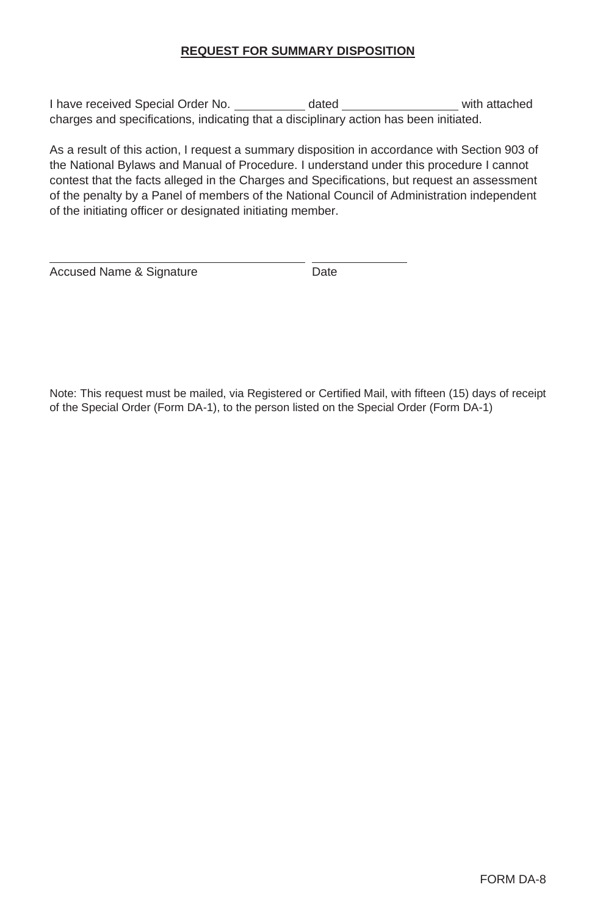**REQUEST FOR SUMMARY DISPOSITION**

I have received Special Order No. __________ dated ________________ with attached charges and specifications, indicating that a disciplinary action has been initiated.

As a result of this action, I request a summary disposition in accordance with Section 903 of the National Bylaws and Manual of Procedure. I understand under this procedure I cannot contest that the facts alleged in the Charges and Specifications, but request an assessment of the penalty by a Panel of members of the National Council of Administration independent of the initiating officer or designated initiating member.

______________________________________ ______________

Accused Name & Signature                                        Date

Note: This request must be mailed, via Registered or Certified Mail, with fifteen (15) days of receipt of the Special Order (Form DA-1), to the person listed on the Special Order (Form DA-1)

FORM DA-8